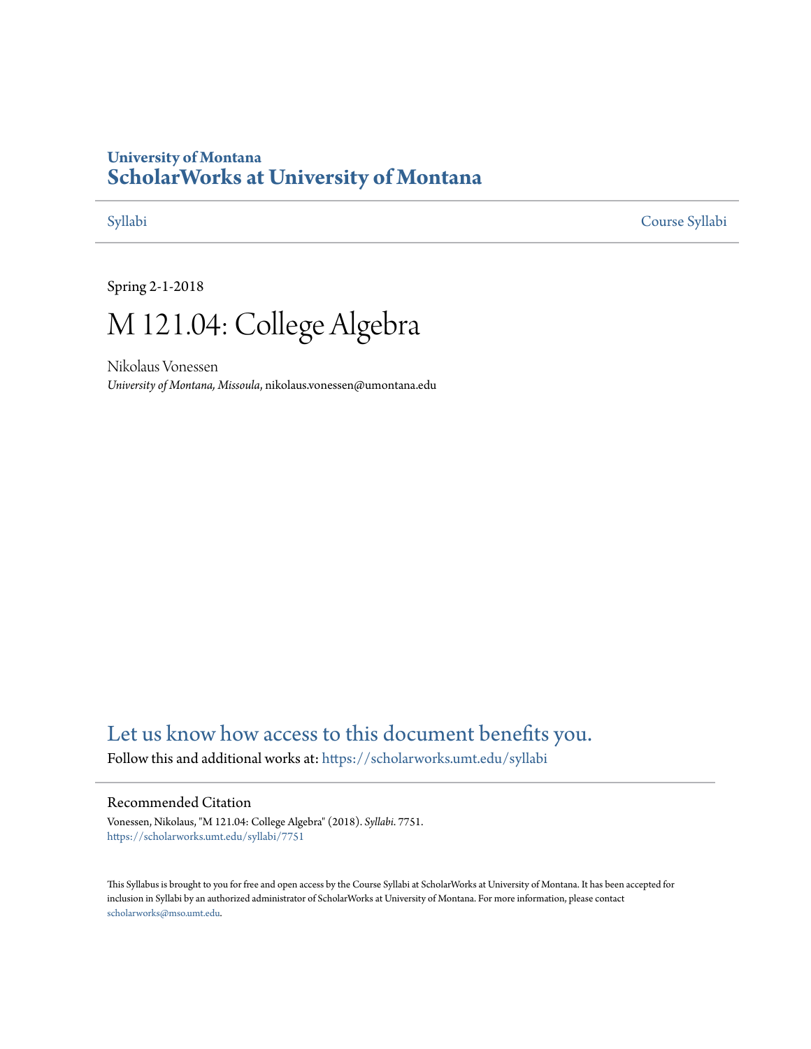University of Montana

# ScholarWorks at University of Montana

Syllabi Course Syllabi

Spring 2-1-2018

# M 121.04: College Algebra

Nikolaus Vonessen

*University of Montana, Missoula*, nikolaus.vonessen@umontana.edu

Let us know how access to this document benefits you.

Follow this and additional works at: https://scholarworks.umt.edu/syllabi

## Recommended Citation

Vonessen, Nikolaus, "M 121.04: College Algebra" (2018). *Syllabi*. 7751.
https://scholarworks.umt.edu/syllabi/7751

This Syllabus is brought to you for free and open access by the Course Syllabi at ScholarWorks at University of Montana. It has been accepted for inclusion in Syllabi by an authorized administrator of ScholarWorks at University of Montana. For more information, please contact scholarworks@mso.umt.edu.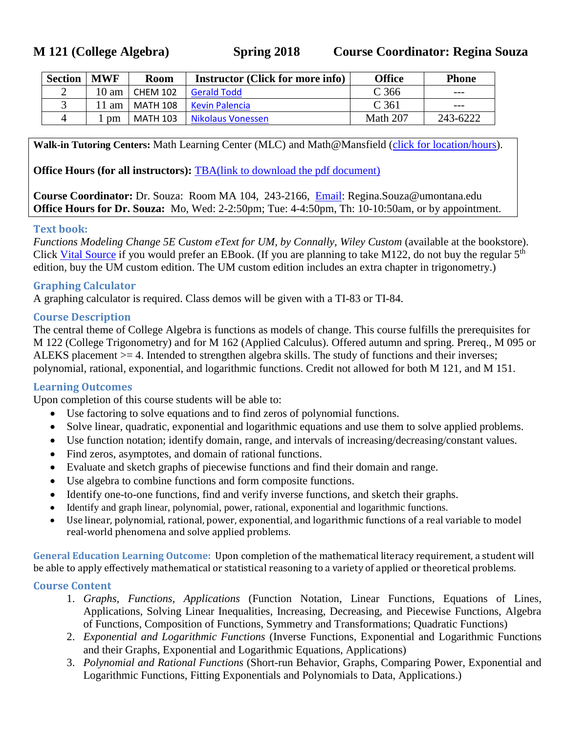# M 121 (College Algebra) Spring 2018 Course Coordinator: Regina Souza

| Section | MWF | Room | Instructor (Click for more info) | Office | Phone |
|---|---|---|---|---|---|
| 2 | 10 am | CHEM 102 | Gerald Todd | C 366 | --- |
| 3 | 11 am | MATH 108 | Kevin Palencia | C 361 | --- |
| 4 | 1 pm | MATH 103 | Nikolaus Vonessen | Math 207 | 243-6222 |

**Walk-in Tutoring Centers:** Math Learning Center (MLC) and Math@Mansfield (click for location/hours).

**Office Hours (for all instructors):** TBA(link to download the pdf document)

**Course Coordinator:** Dr. Souza: Room MA 104, 243-2166, Email: Regina.Souza@umontana.edu
**Office Hours for Dr. Souza:** Mo, Wed: 2-2:50pm; Tue: 4-4:50pm, Th: 10-10:50am, or by appointment.

## Text book:

*Functions Modeling Change 5E Custom eText for UM, by Connally, Wiley Custom* (available at the bookstore). Click Vital Source if you would prefer an EBook. (If you are planning to take M122, do not buy the regular 5th edition, buy the UM custom edition. The UM custom edition includes an extra chapter in trigonometry.)

## Graphing Calculator

A graphing calculator is required. Class demos will be given with a TI-83 or TI-84.

## Course Description

The central theme of College Algebra is functions as models of change. This course fulfills the prerequisites for M 122 (College Trigonometry) and for M 162 (Applied Calculus). Offered autumn and spring. Prereq., M 095 or ALEKS placement >= 4. Intended to strengthen algebra skills. The study of functions and their inverses; polynomial, rational, exponential, and logarithmic functions. Credit not allowed for both M 121, and M 151.

## Learning Outcomes

Upon completion of this course students will be able to:

- Use factoring to solve equations and to find zeros of polynomial functions.
- Solve linear, quadratic, exponential and logarithmic equations and use them to solve applied problems.
- Use function notation; identify domain, range, and intervals of increasing/decreasing/constant values.
- Find zeros, asymptotes, and domain of rational functions.
- Evaluate and sketch graphs of piecewise functions and find their domain and range.
- Use algebra to combine functions and form composite functions.
- Identify one-to-one functions, find and verify inverse functions, and sketch their graphs.
- Identify and graph linear, polynomial, power, rational, exponential and logarithmic functions.
- Use linear, polynomial, rational, power, exponential, and logarithmic functions of a real variable to model real-world phenomena and solve applied problems.

**General Education Learning Outcome:** Upon completion of the mathematical literacy requirement, a student will be able to apply effectively mathematical or statistical reasoning to a variety of applied or theoretical problems.

## Course Content

1. *Graphs, Functions, Applications* (Function Notation, Linear Functions, Equations of Lines, Applications, Solving Linear Inequalities, Increasing, Decreasing, and Piecewise Functions, Algebra of Functions, Composition of Functions, Symmetry and Transformations; Quadratic Functions)
2. *Exponential and Logarithmic Functions* (Inverse Functions, Exponential and Logarithmic Functions and their Graphs, Exponential and Logarithmic Equations, Applications)
3. *Polynomial and Rational Functions* (Short-run Behavior, Graphs, Comparing Power, Exponential and Logarithmic Functions, Fitting Exponentials and Polynomials to Data, Applications.)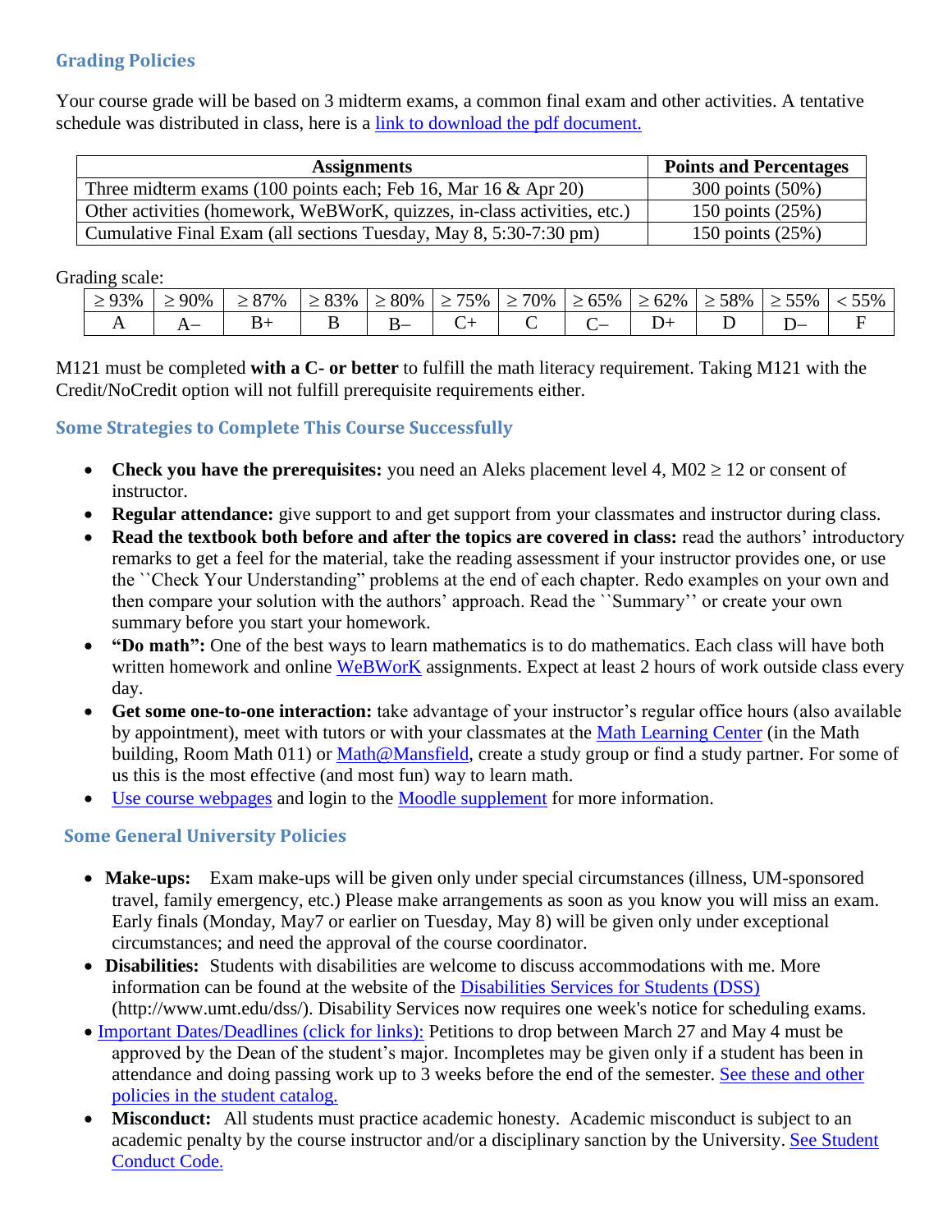## Grading Policies

Your course grade will be based on 3 midterm exams, a common final exam and other activities. A tentative schedule was distributed in class, here is a [link to download the pdf document.](#)

| Assignments | Points and Percentages |
|---|---|
| Three midterm exams (100 points each; Feb 16, Mar 16 & Apr 20) | 300 points (50%) |
| Other activities (homework, WeBWorK, quizzes, in-class activities, etc.) | 150 points (25%) |
| Cumulative Final Exam (all sections Tuesday, May 8, 5:30-7:30 pm) | 150 points (25%) |

Grading scale:

| | | | | | | | | | | | |
|---|---|---|---|---|---|---|---|---|---|---|---|
| ≥ 93% | ≥ 90% | ≥ 87% | ≥ 83% | ≥ 80% | ≥ 75% | ≥ 70% | ≥ 65% | ≥ 62% | ≥ 58% | ≥ 55% | < 55% |
| A | A– | B+ | B | B– | C+ | C | C– | D+ | D | D– | F |

M121 must be completed **with a C- or better** to fulfill the math literacy requirement. Taking M121 with the Credit/NoCredit option will not fulfill prerequisite requirements either.

## Some Strategies to Complete This Course Successfully

- **Check you have the prerequisites:** you need an Aleks placement level 4, M02 ≥ 12 or consent of instructor.
- **Regular attendance:** give support to and get support from your classmates and instructor during class.
- **Read the textbook both before and after the topics are covered in class:** read the authors' introductory remarks to get a feel for the material, take the reading assessment if your instructor provides one, or use the ``Check Your Understanding" problems at the end of each chapter. Redo examples on your own and then compare your solution with the authors' approach. Read the ``Summary'' or create your own summary before you start your homework.
- **"Do math":** One of the best ways to learn mathematics is to do mathematics. Each class will have both written homework and online [WeBWorK](#) assignments. Expect at least 2 hours of work outside class every day.
- **Get some one-to-one interaction:** take advantage of your instructor's regular office hours (also available by appointment), meet with tutors or with your classmates at the [Math Learning Center](#) (in the Math building, Room Math 011) or [Math@Mansfield](#), create a study group or find a study partner. For some of us this is the most effective (and most fun) way to learn math.
- [Use course webpages](#) and login to the [Moodle supplement](#) for more information.

## Some General University Policies

- **Make-ups:** Exam make-ups will be given only under special circumstances (illness, UM-sponsored travel, family emergency, etc.) Please make arrangements as soon as you know you will miss an exam. Early finals (Monday, May7 or earlier on Tuesday, May 8) will be given only under exceptional circumstances; and need the approval of the course coordinator.
- **Disabilities:** Students with disabilities are welcome to discuss accommodations with me. More information can be found at the website of the [Disabilities Services for Students (DSS)](#) (http://www.umt.edu/dss/). Disability Services now requires one week's notice for scheduling exams.
- [Important Dates/Deadlines (click for links):](#) Petitions to drop between March 27 and May 4 must be approved by the Dean of the student's major. Incompletes may be given only if a student has been in attendance and doing passing work up to 3 weeks before the end of the semester. [See these and other policies in the student catalog.](#)
- **Misconduct:** All students must practice academic honesty. Academic misconduct is subject to an academic penalty by the course instructor and/or a disciplinary sanction by the University. [See Student Conduct Code.](#)